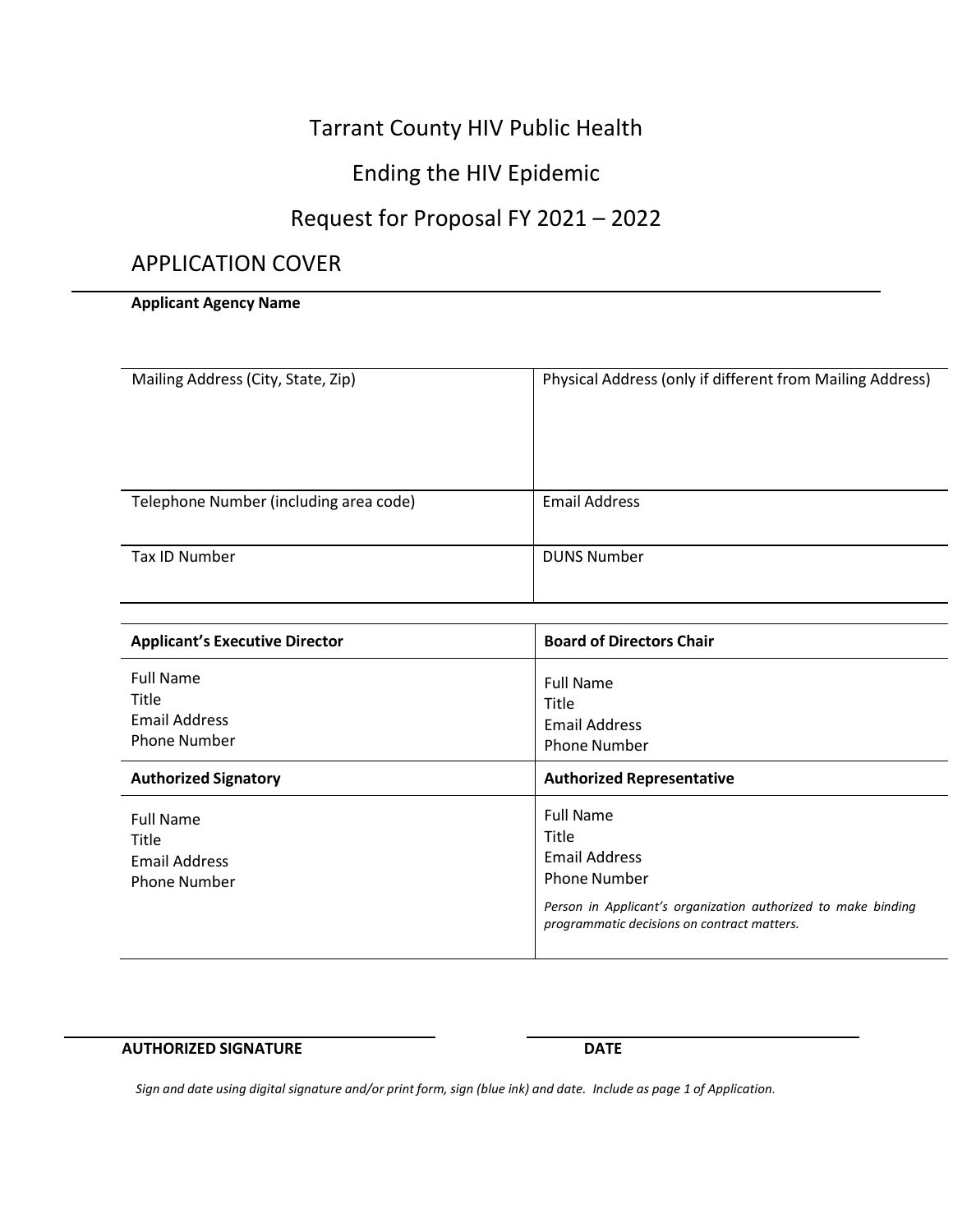# Tarrant County HIV Public Health

# Ending the HIV Epidemic

# Request for Proposal FY 2021 – 2022

## APPLICATION COVER

**Applicant Agency Name**

| Mailing Address (City, State, Zip) | Physical Address (only if different from Mailing Address) |
|---|---|
| Telephone Number (including area code) | Email Address |
| Tax ID Number | DUNS Number |

| **Applicant's Executive Director** | **Board of Directors Chair** |
|---|---|
| Full Name<br>Title<br>Email Address<br>Phone Number | Full Name<br>Title<br>Email Address<br>Phone Number |
| **Authorized Signatory** | **Authorized Representative** |
| Full Name<br>Title<br>Email Address<br>Phone Number | Full Name<br>Title<br>Email Address<br>Phone Number<br>*Person in Applicant's organization authorized to make binding programmatic decisions on contract matters.* |

**AUTHORIZED SIGNATURE** **DATE**

*Sign and date using digital signature and/or print form, sign (blue ink) and date. Include as page 1 of Application.*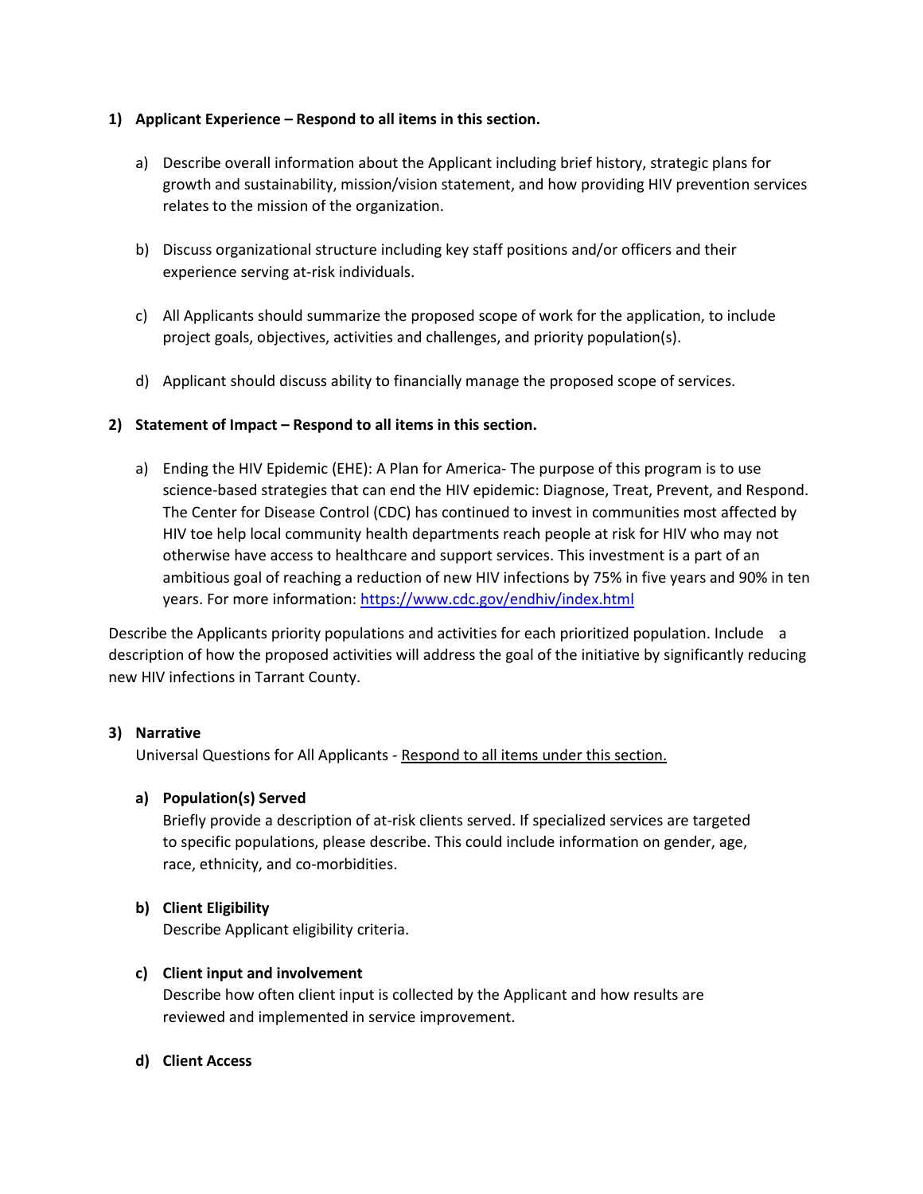1) **Applicant Experience – Respond to all items in this section.**

   a) Describe overall information about the Applicant including brief history, strategic plans for growth and sustainability, mission/vision statement, and how providing HIV prevention services relates to the mission of the organization.

   b) Discuss organizational structure including key staff positions and/or officers and their experience serving at-risk individuals.

   c) All Applicants should summarize the proposed scope of work for the application, to include project goals, objectives, activities and challenges, and priority population(s).

   d) Applicant should discuss ability to financially manage the proposed scope of services.

2) **Statement of Impact – Respond to all items in this section.**

   a) Ending the HIV Epidemic (EHE): A Plan for America- The purpose of this program is to use science-based strategies that can end the HIV epidemic: Diagnose, Treat, Prevent, and Respond. The Center for Disease Control (CDC) has continued to invest in communities most affected by HIV toe help local community health departments reach people at risk for HIV who may not otherwise have access to healthcare and support services. This investment is a part of an ambitious goal of reaching a reduction of new HIV infections by 75% in five years and 90% in ten years. For more information: [https://www.cdc.gov/endhiv/index.html](https://www.cdc.gov/endhiv/index.html)

Describe the Applicants priority populations and activities for each prioritized population. Include a description of how the proposed activities will address the goal of the initiative by significantly reducing new HIV infections in Tarrant County.

3) **Narrative**

   Universal Questions for All Applicants - <u>Respond to all items under this section.</u>

   **a) Population(s) Served**

   Briefly provide a description of at-risk clients served. If specialized services are targeted to specific populations, please describe. This could include information on gender, age, race, ethnicity, and co-morbidities.

   **b) Client Eligibility**

   Describe Applicant eligibility criteria.

   **c) Client input and involvement**

   Describe how often client input is collected by the Applicant and how results are reviewed and implemented in service improvement.

   **d) Client Access**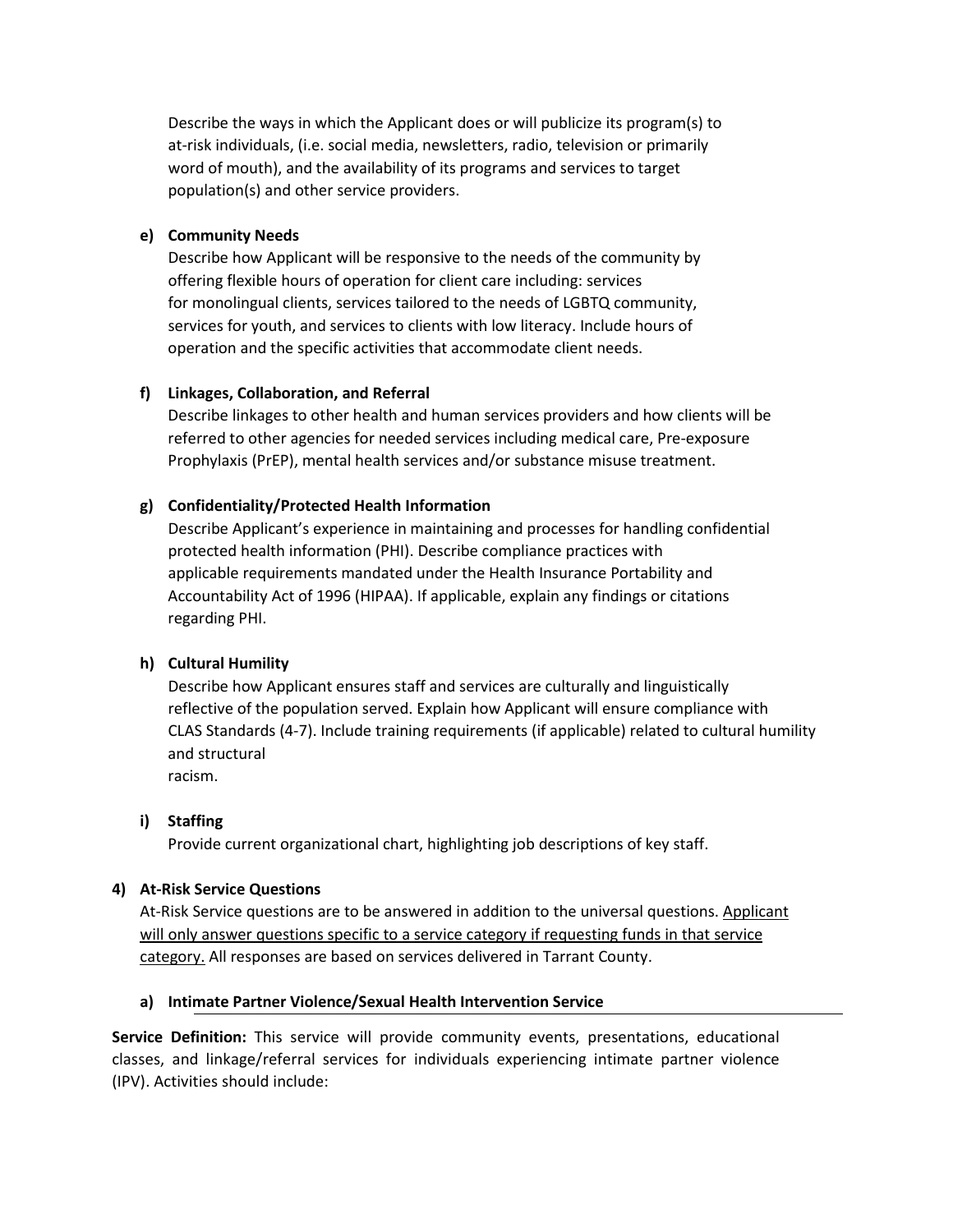Describe the ways in which the Applicant does or will publicize its program(s) to at-risk individuals, (i.e. social media, newsletters, radio, television or primarily word of mouth), and the availability of its programs and services to target population(s) and other service providers.

**e) Community Needs**

Describe how Applicant will be responsive to the needs of the community by offering flexible hours of operation for client care including: services for monolingual clients, services tailored to the needs of LGBTQ community, services for youth, and services to clients with low literacy. Include hours of operation and the specific activities that accommodate client needs.

**f) Linkages, Collaboration, and Referral**

Describe linkages to other health and human services providers and how clients will be referred to other agencies for needed services including medical care, Pre-exposure Prophylaxis (PrEP), mental health services and/or substance misuse treatment.

**g) Confidentiality/Protected Health Information**

Describe Applicant's experience in maintaining and processes for handling confidential protected health information (PHI). Describe compliance practices with applicable requirements mandated under the Health Insurance Portability and Accountability Act of 1996 (HIPAA). If applicable, explain any findings or citations regarding PHI.

**h) Cultural Humility**

Describe how Applicant ensures staff and services are culturally and linguistically reflective of the population served. Explain how Applicant will ensure compliance with CLAS Standards (4-7). Include training requirements (if applicable) related to cultural humility and structural racism.

**i) Staffing**

Provide current organizational chart, highlighting job descriptions of key staff.

**4) At-Risk Service Questions**

At-Risk Service questions are to be answered in addition to the universal questions. Applicant will only answer questions specific to a service category if requesting funds in that service category. All responses are based on services delivered in Tarrant County.

**a) Intimate Partner Violence/Sexual Health Intervention Service**

**Service Definition:** This service will provide community events, presentations, educational classes, and linkage/referral services for individuals experiencing intimate partner violence (IPV). Activities should include: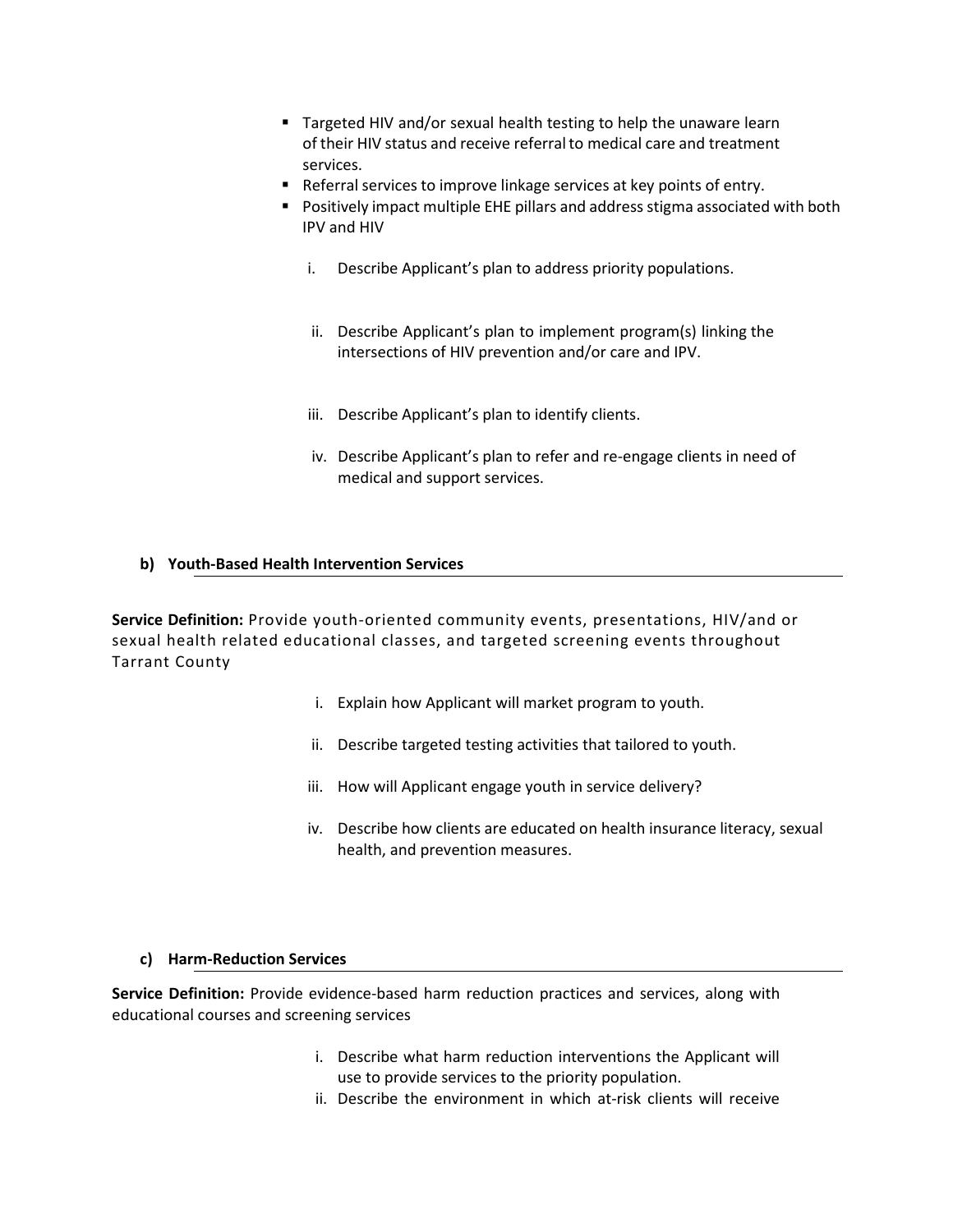- Targeted HIV and/or sexual health testing to help the unaware learn of their HIV status and receive referral to medical care and treatment services.
- Referral services to improve linkage services at key points of entry.
- Positively impact multiple EHE pillars and address stigma associated with both IPV and HIV

  i. Describe Applicant's plan to address priority populations.

  ii. Describe Applicant's plan to implement program(s) linking the intersections of HIV prevention and/or care and IPV.

  iii. Describe Applicant's plan to identify clients.

  iv. Describe Applicant's plan to refer and re-engage clients in need of medical and support services.

#### b) Youth-Based Health Intervention Services

**Service Definition:** Provide youth-oriented community events, presentations, HIV/and or sexual health related educational classes, and targeted screening events throughout Tarrant County

i. Explain how Applicant will market program to youth.

ii. Describe targeted testing activities that tailored to youth.

iii. How will Applicant engage youth in service delivery?

iv. Describe how clients are educated on health insurance literacy, sexual health, and prevention measures.

#### c) Harm-Reduction Services

**Service Definition:** Provide evidence-based harm reduction practices and services, along with educational courses and screening services

i. Describe what harm reduction interventions the Applicant will use to provide services to the priority population.

ii. Describe the environment in which at-risk clients will receive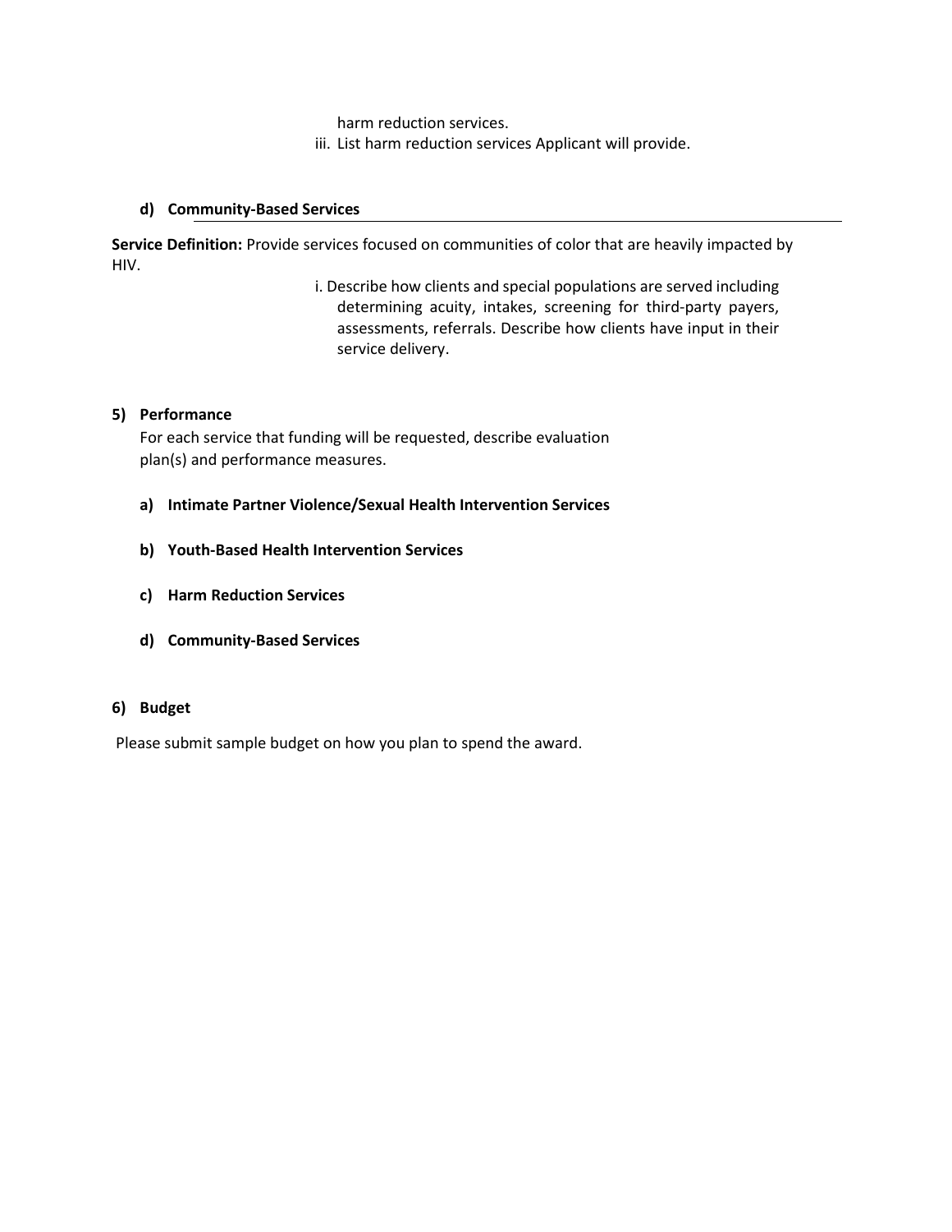harm reduction services.

iii. List harm reduction services Applicant will provide.

**d) Community-Based Services**

**Service Definition:** Provide services focused on communities of color that are heavily impacted by HIV.

i. Describe how clients and special populations are served including determining acuity, intakes, screening for third-party payers, assessments, referrals. Describe how clients have input in their service delivery.

**5) Performance**

For each service that funding will be requested, describe evaluation plan(s) and performance measures.

**a) Intimate Partner Violence/Sexual Health Intervention Services**

**b) Youth-Based Health Intervention Services**

**c) Harm Reduction Services**

**d) Community-Based Services**

**6) Budget**

Please submit sample budget on how you plan to spend the award.